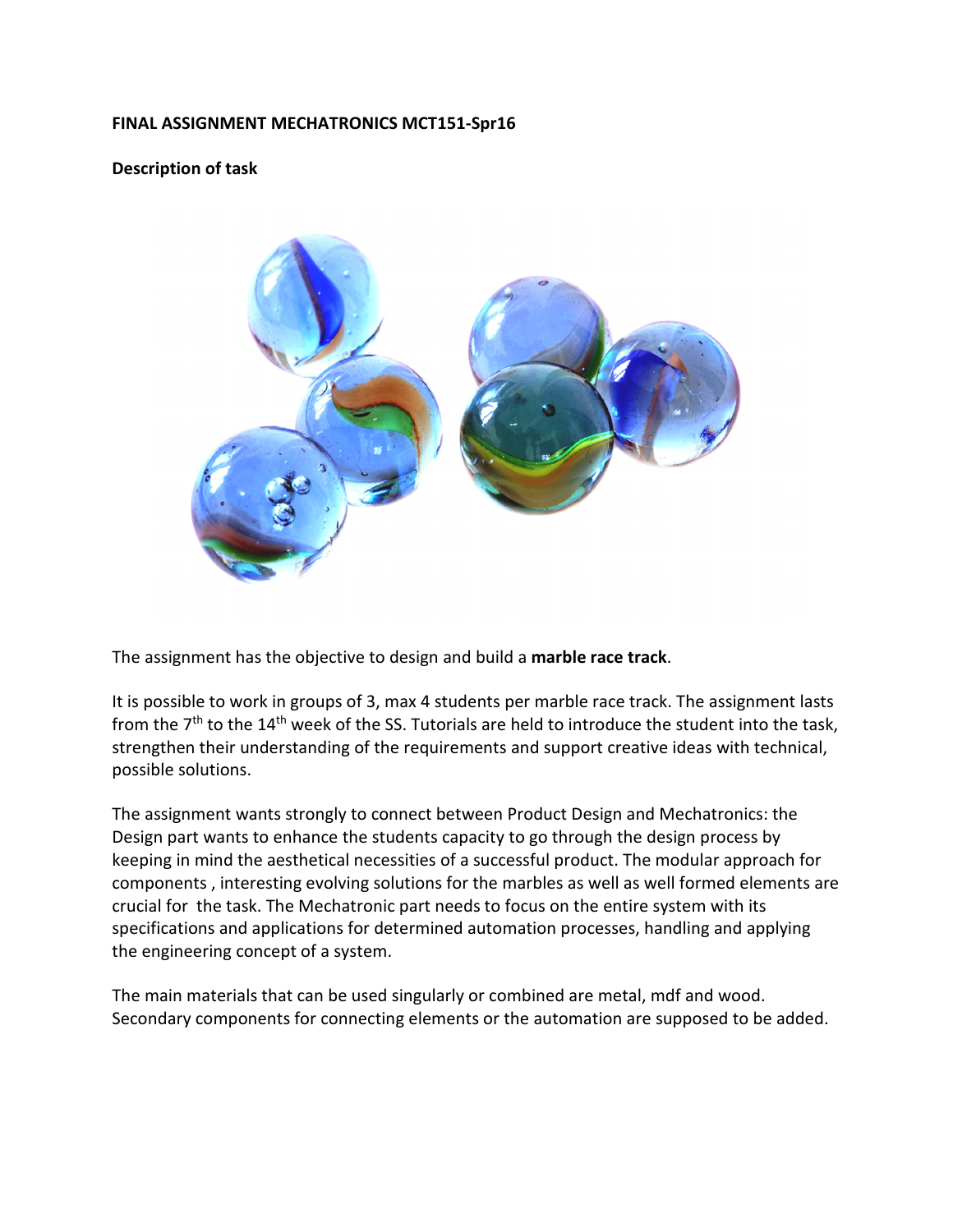**FINAL ASSIGNMENT MECHATRONICS MCT151-Spr16**

**Description of task**

The assignment has the objective to design and build a **marble race track**.

It is possible to work in groups of 3, max 4 students per marble race track. The assignment lasts from the 7th to the 14th week of the SS. Tutorials are held to introduce the student into the task, strengthen their understanding of the requirements and support creative ideas with technical, possible solutions.

The assignment wants strongly to connect between Product Design and Mechatronics: the Design part wants to enhance the students capacity to go through the design process by keeping in mind the aesthetical necessities of a successful product. The modular approach for components , interesting evolving solutions for the marbles as well as well formed elements are crucial for the task. The Mechatronic part needs to focus on the entire system with its specifications and applications for determined automation processes, handling and applying the engineering concept of a system.

The main materials that can be used singularly or combined are metal, mdf and wood. Secondary components for connecting elements or the automation are supposed to be added.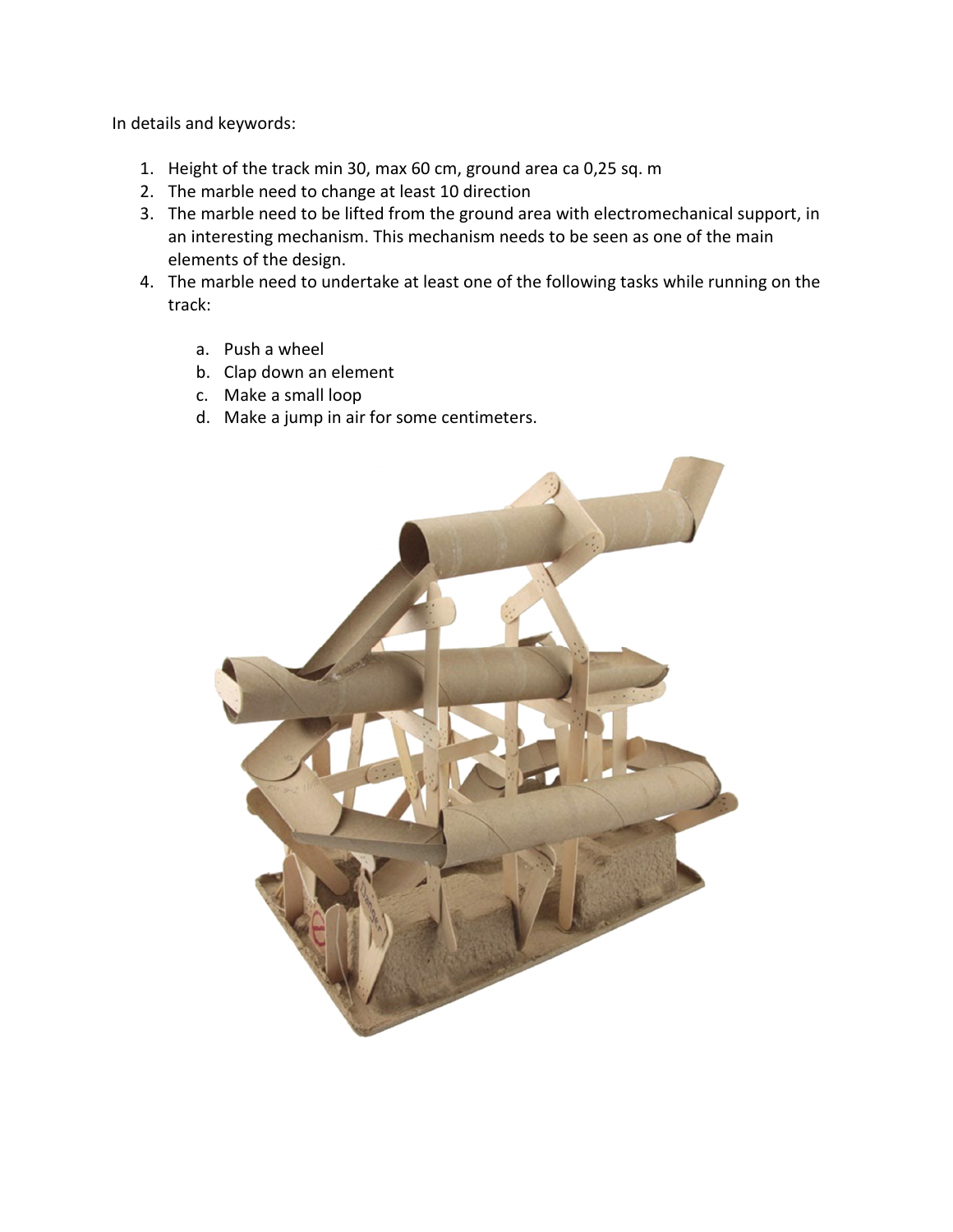In details and keywords:

1. Height of the track min 30, max 60 cm, ground area ca 0,25 sq. m
2. The marble need to change at least 10 direction
3. The marble need to be lifted from the ground area with electromechanical support, in an interesting mechanism. This mechanism needs to be seen as one of the main elements of the design.
4. The marble need to undertake at least one of the following tasks while running on the track:

    a. Push a wheel
    b. Clap down an element
    c. Make a small loop
    d. Make a jump in air for some centimeters.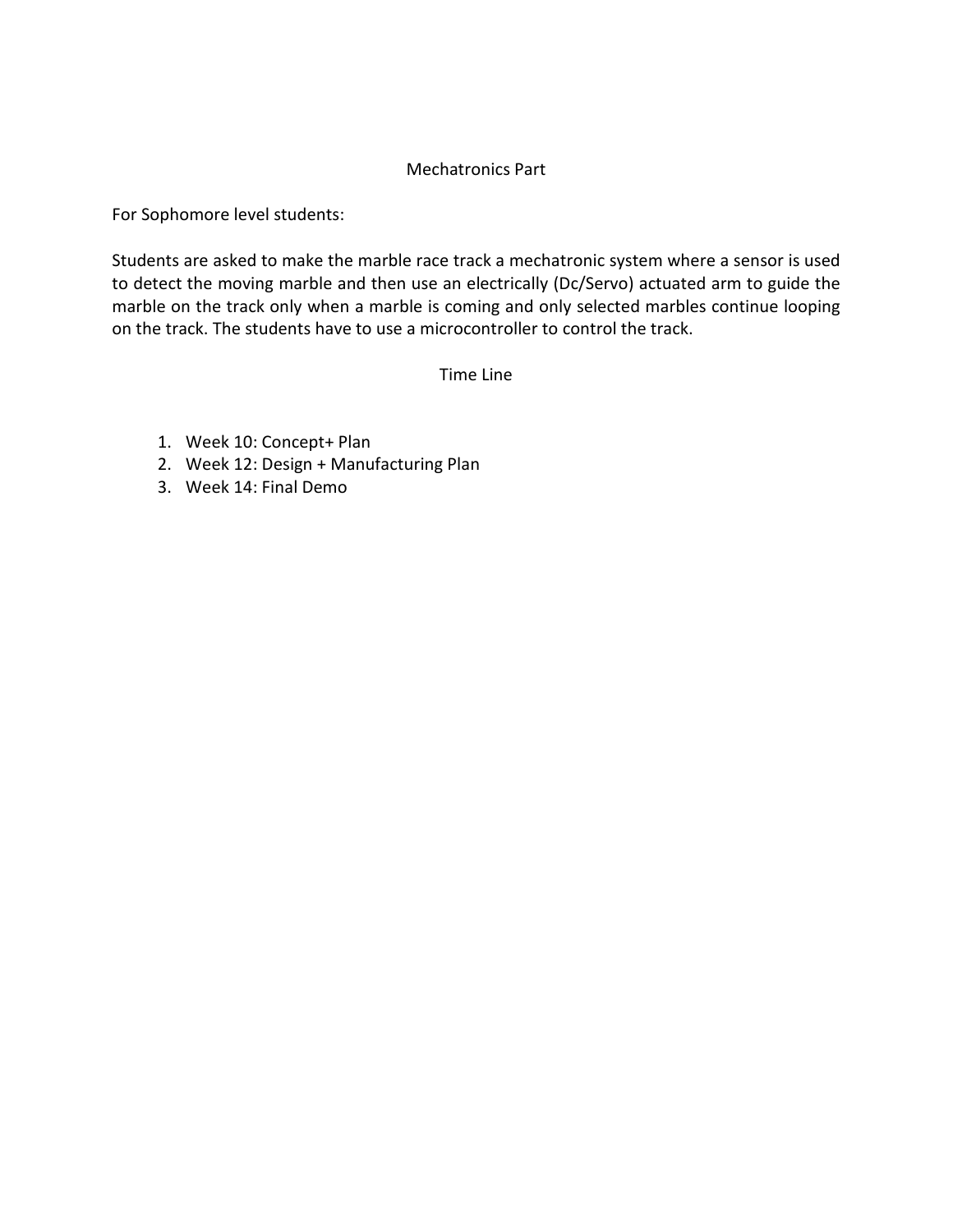## Mechatronics Part

For Sophomore level students:

Students are asked to make the marble race track a mechatronic system where a sensor is used to detect the moving marble and then use an electrically (Dc/Servo) actuated arm to guide the marble on the track only when a marble is coming and only selected marbles continue looping on the track. The students have to use a microcontroller to control the track.

## Time Line

1. Week 10: Concept+ Plan
2. Week 12: Design + Manufacturing Plan
3. Week 14: Final Demo